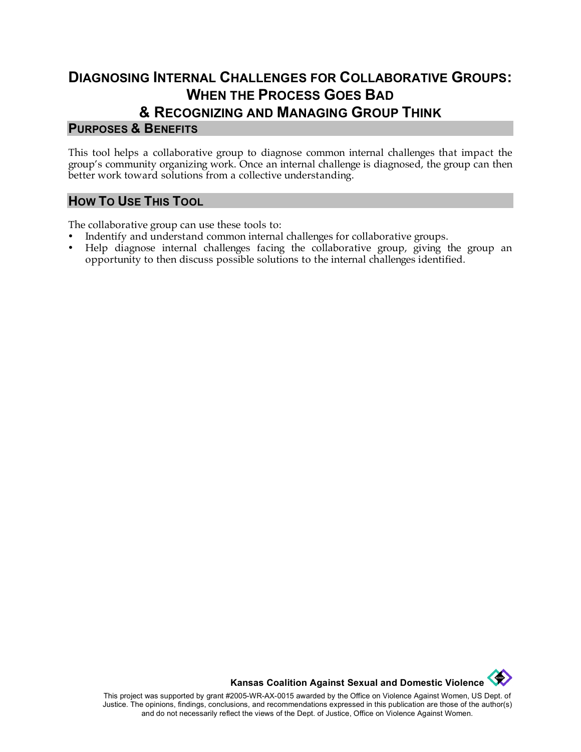# DIAGNOSING INTERNAL CHALLENGES FOR COLLABORATIVE GROUPS: WHEN THE PROCESS GOES BAD & RECOGNIZING AND MANAGING GROUP THINK

## PURPOSES & BENEFITS

This tool helps a collaborative group to diagnose common internal challenges that impact the group's community organizing work. Once an internal challenge is diagnosed, the group can then better work toward solutions from a collective understanding.

## HOW TO USE THIS TOOL

The collaborative group can use these tools to:

- Indentify and understand common internal challenges for collaborative groups.
- Help diagnose internal challenges facing the collaborative group, giving the group an opportunity to then discuss possible solutions to the internal challenges identified.

**Kansas Coalition Against Sexual and Domestic Violence**

This project was supported by grant #2005-WR-AX-0015 awarded by the Office on Violence Against Women, US Dept. of Justice. The opinions, findings, conclusions, and recommendations expressed in this publication are those of the author(s) and do not necessarily reflect the views of the Dept. of Justice, Office on Violence Against Women.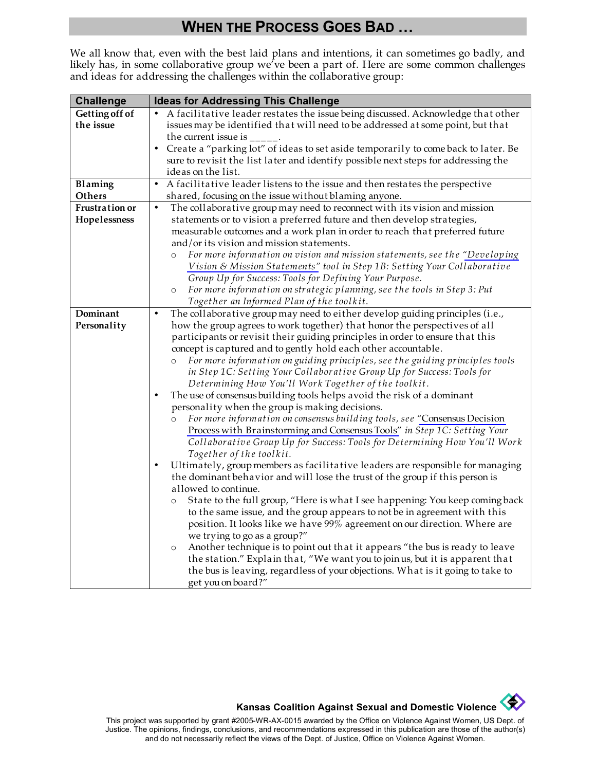## WHEN THE PROCESS GOES BAD …

We all know that, even with the best laid plans and intentions, it can sometimes go badly, and likely has, in some collaborative group we've been a part of. Here are some common challenges and ideas for addressing the challenges within the collaborative group:

| Challenge | Ideas for Addressing This Challenge |
|---|---|
| **Getting off of the issue** | • A facilitative leader restates the issue being discussed. Acknowledge that other issues may be identified that will need to be addressed at some point, but that the current issue is _____.<br>• Create a "parking lot" of ideas to set aside temporarily to come back to later. Be sure to revisit the list later and identify possible next steps for addressing the ideas on the list. |
| **Blaming Others** | • A facilitative leader listens to the issue and then restates the perspective shared, focusing on the issue without blaming anyone. |
| **Frustration or Hopelessness** | • The collaborative group may need to reconnect with its vision and mission statements or to vision a preferred future and then develop strategies, measurable outcomes and a work plan in order to reach that preferred future and/or its vision and mission statements.<br>○ *For more information on vision and mission statements, see the "Developing Vision & Mission Statements" tool in Step 1B: Setting Your Collaborative Group Up for Success: Tools for Defining Your Purpose.*<br>○ *For more information on strategic planning, see the tools in Step 3: Put Together an Informed Plan of the toolkit.* |
| **Dominant Personality** | • The collaborative group may need to either develop guiding principles (i.e., how the group agrees to work together) that honor the perspectives of all participants or revisit their guiding principles in order to ensure that this concept is captured and to gently hold each other accountable.<br>○ *For more information on guiding principles, see the guiding principles tools in Step 1C: Setting Your Collaborative Group Up for Success: Tools for Determining How You'll Work Together of the toolkit.*<br>• The use of consensus building tools helps avoid the risk of a dominant personality when the group is making decisions.<br>○ *For more information on consensus building tools, see* "Consensus Decision Process with Brainstorming and Consensus Tools" *in Step 1C: Setting Your Collaborative Group Up for Success: Tools for Determining How You'll Work Together of the toolkit.*<br>• Ultimately, group members as facilitative leaders are responsible for managing the dominant behavior and will lose the trust of the group if this person is allowed to continue.<br>○ State to the full group, "Here is what I see happening: You keep coming back to the same issue, and the group appears to not be in agreement with this position. It looks like we have 99% agreement on our direction. Where are we trying to go as a group?"<br>○ Another technique is to point out that it appears "the bus is ready to leave the station." Explain that, "We want you to join us, but it is apparent that the bus is leaving, regardless of your objections. What is it going to take to get you on board?" |

**Kansas Coalition Against Sexual and Domestic Violence**

This project was supported by grant #2005-WR-AX-0015 awarded by the Office on Violence Against Women, US Dept. of Justice. The opinions, findings, conclusions, and recommendations expressed in this publication are those of the author(s) and do not necessarily reflect the views of the Dept. of Justice, Office on Violence Against Women.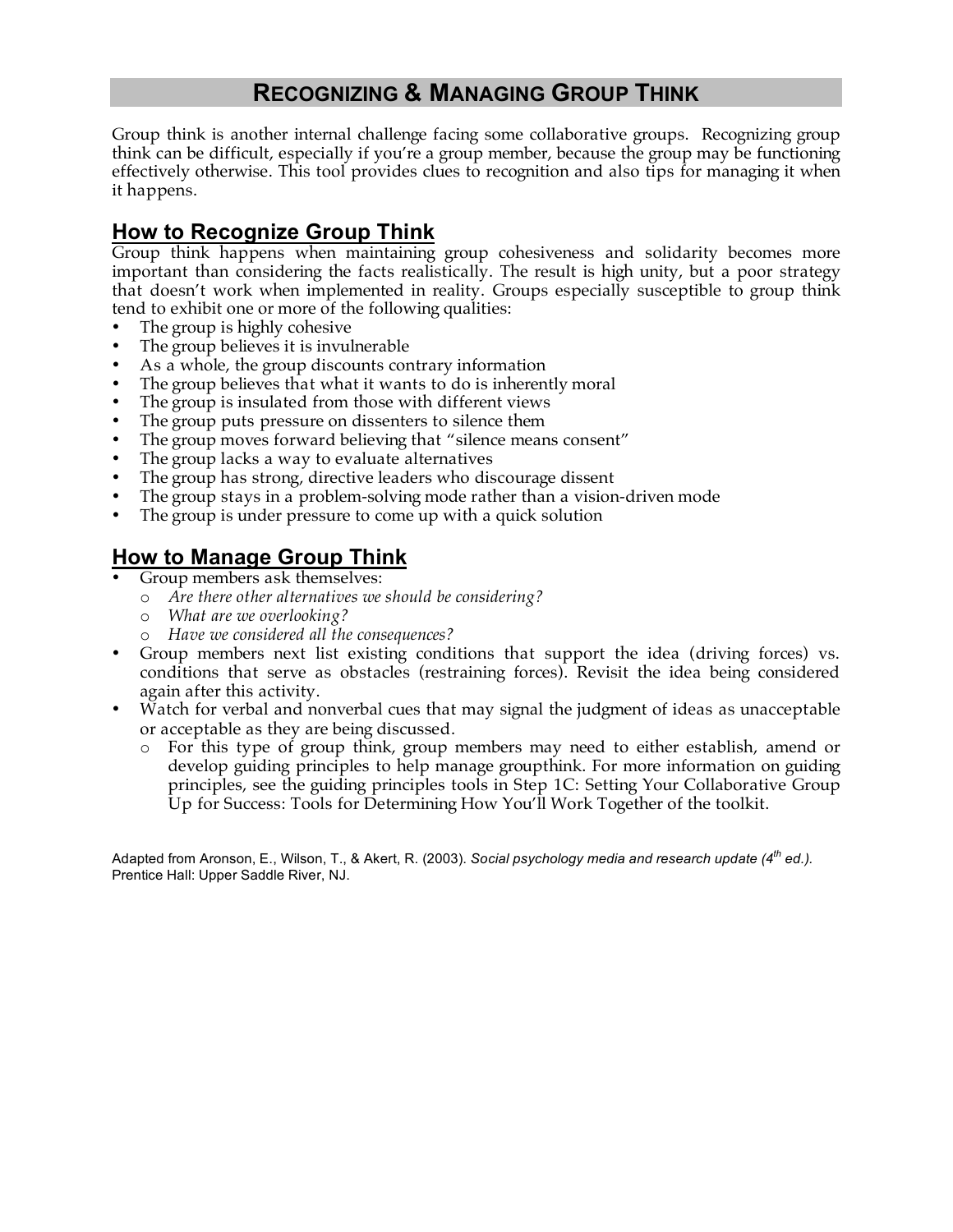# RECOGNIZING & MANAGING GROUP THINK

Group think is another internal challenge facing some collaborative groups. Recognizing group think can be difficult, especially if you're a group member, because the group may be functioning effectively otherwise. This tool provides clues to recognition and also tips for managing it when it happens.

## How to Recognize Group Think

Group think happens when maintaining group cohesiveness and solidarity becomes more important than considering the facts realistically. The result is high unity, but a poor strategy that doesn't work when implemented in reality. Groups especially susceptible to group think tend to exhibit one or more of the following qualities:

- The group is highly cohesive
- The group believes it is invulnerable
- As a whole, the group discounts contrary information
- The group believes that what it wants to do is inherently moral
- The group is insulated from those with different views
- The group puts pressure on dissenters to silence them
- The group moves forward believing that "silence means consent"
- The group lacks a way to evaluate alternatives
- The group has strong, directive leaders who discourage dissent
- The group stays in a problem-solving mode rather than a vision-driven mode
- The group is under pressure to come up with a quick solution

## How to Manage Group Think

- Group members ask themselves:
  - *Are there other alternatives we should be considering?*
  - *What are we overlooking?*
  - *Have we considered all the consequences?*
- Group members next list existing conditions that support the idea (driving forces) vs. conditions that serve as obstacles (restraining forces). Revisit the idea being considered again after this activity.
- Watch for verbal and nonverbal cues that may signal the judgment of ideas as unacceptable or acceptable as they are being discussed.
  - For this type of group think, group members may need to either establish, amend or develop guiding principles to help manage groupthink. For more information on guiding principles, see the guiding principles tools in Step 1C: Setting Your Collaborative Group Up for Success: Tools for Determining How You'll Work Together of the toolkit.

Adapted from Aronson, E., Wilson, T., & Akert, R. (2003). *Social psychology media and research update (4th ed.).* Prentice Hall: Upper Saddle River, NJ.